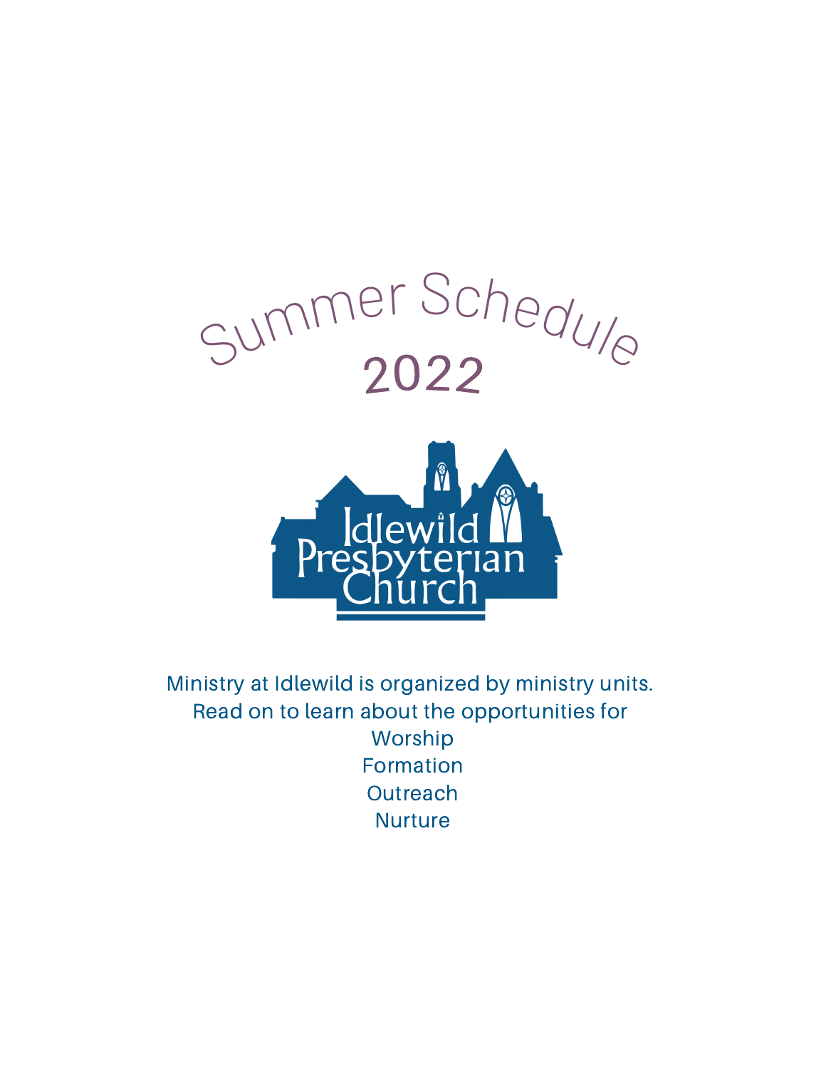# Summer Schedule 2022

Idlewild Presbyterian Church

Ministry at Idlewild is organized by ministry units.
Read on to learn about the opportunities for

Worship
Formation
Outreach
Nurture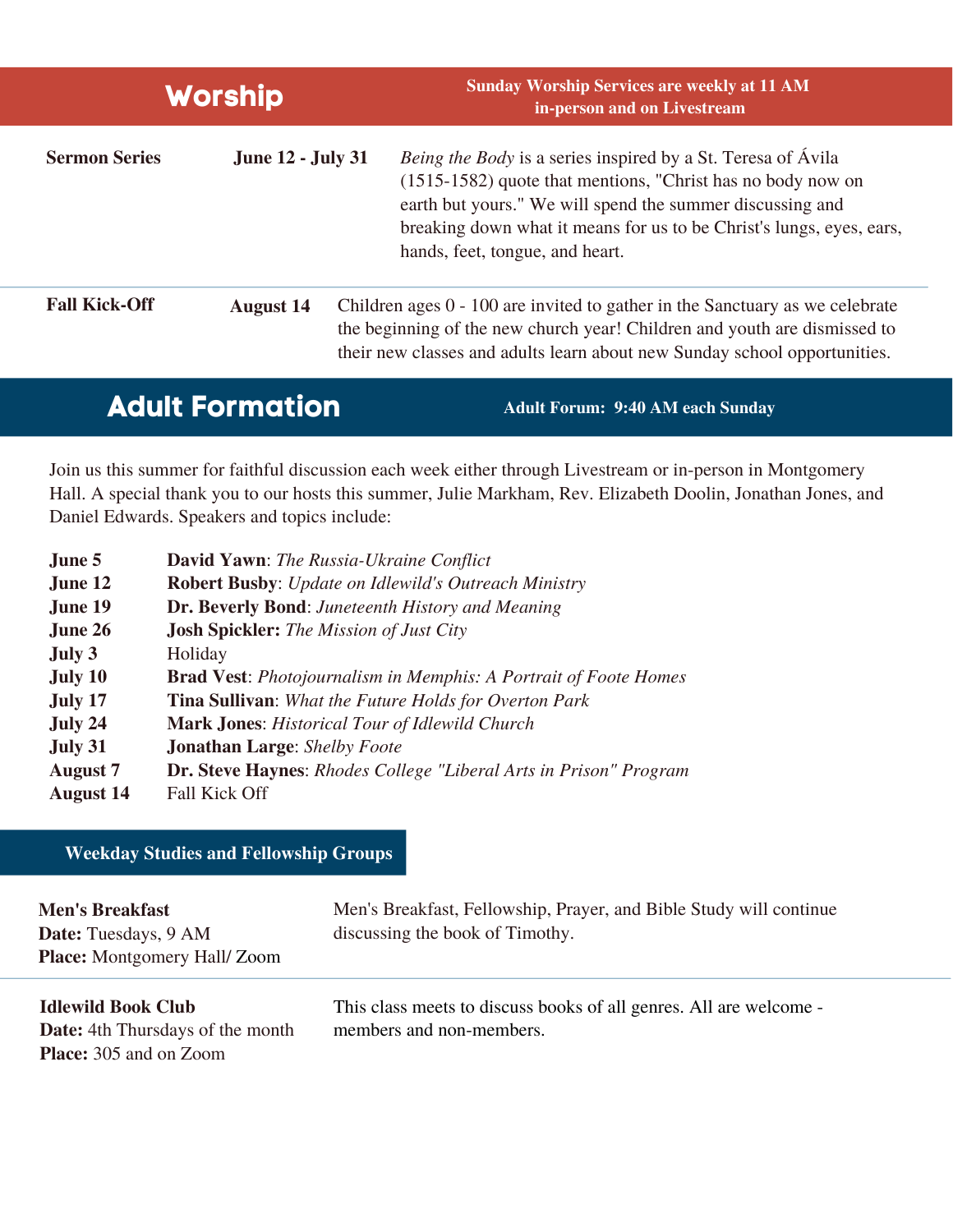## Worship

**Sunday Worship Services are weekly at 11 AM in-person and on Livestream**

| | | |
|---|---|---|
| **Sermon Series** | **June 12 - July 31** | *Being the Body* is a series inspired by a St. Teresa of Ávila (1515-1582) quote that mentions, "Christ has no body now on earth but yours." We will spend the summer discussing and breaking down what it means for us to be Christ's lungs, eyes, ears, hands, feet, tongue, and heart. |
| **Fall Kick-Off** | **August 14** | Children ages 0 - 100 are invited to gather in the Sanctuary as we celebrate the beginning of the new church year! Children and youth are dismissed to their new classes and adults learn about new Sunday school opportunities. |

## Adult Formation

**Adult Forum: 9:40 AM each Sunday**

Join us this summer for faithful discussion each week either through Livestream or in-person in Montgomery Hall. A special thank you to our hosts this summer, Julie Markham, Rev. Elizabeth Doolin, Jonathan Jones, and Daniel Edwards. Speakers and topics include:

| | |
|---|---|
| **June 5** | **David Yawn**: *The Russia-Ukraine Conflict* |
| **June 12** | **Robert Busby**: *Update on Idlewild's Outreach Ministry* |
| **June 19** | **Dr. Beverly Bond**: *Juneteenth History and Meaning* |
| **June 26** | **Josh Spickler:** *The Mission of Just City* |
| **July 3** | Holiday |
| **July 10** | **Brad Vest**: *Photojournalism in Memphis: A Portrait of Foote Homes* |
| **July 17** | **Tina Sullivan**: *What the Future Holds for Overton Park* |
| **July 24** | **Mark Jones**: *Historical Tour of Idlewild Church* |
| **July 31** | **Jonathan Large**: *Shelby Foote* |
| **August 7** | **Dr. Steve Haynes**: *Rhodes College "Liberal Arts in Prison" Program* |
| **August 14** | Fall Kick Off |

### Weekday Studies and Fellowship Groups

**Men's Breakfast**
**Date:** Tuesdays, 9 AM
**Place:** Montgomery Hall/ Zoom

Men's Breakfast, Fellowship, Prayer, and Bible Study will continue discussing the book of Timothy.

**Idlewild Book Club**
**Date:** 4th Thursdays of the month
**Place:** 305 and on Zoom

This class meets to discuss books of all genres. All are welcome - members and non-members.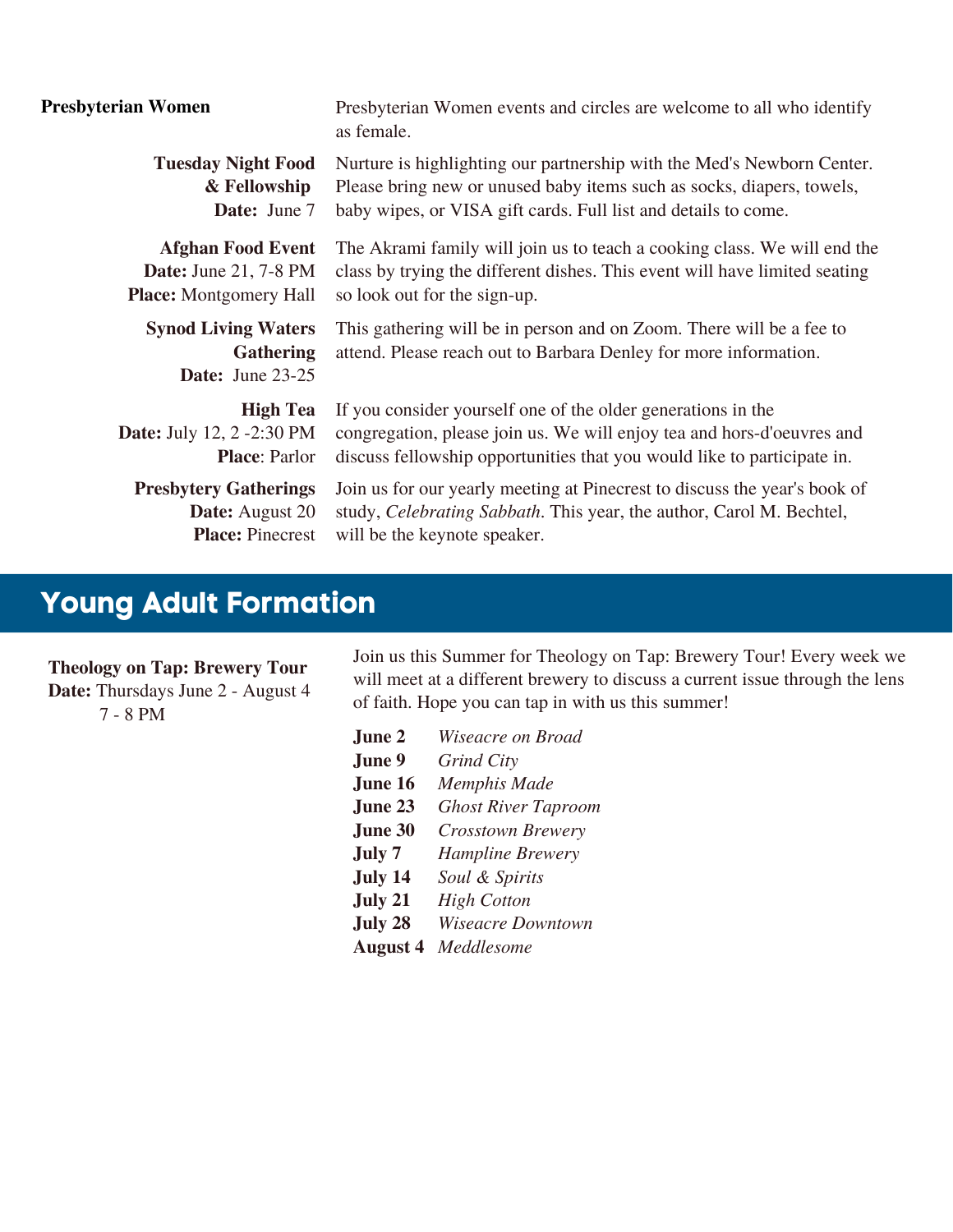**Presbyterian Women**

Presbyterian Women events and circles are welcome to all who identify as female.

**Tuesday Night Food & Fellowship**
**Date:** June 7

Nurture is highlighting our partnership with the Med's Newborn Center. Please bring new or unused baby items such as socks, diapers, towels, baby wipes, or VISA gift cards. Full list and details to come.

**Afghan Food Event**
**Date:** June 21, 7-8 PM
**Place:** Montgomery Hall

The Akrami family will join us to teach a cooking class. We will end the class by trying the different dishes. This event will have limited seating so look out for the sign-up.

**Synod Living Waters Gathering**
**Date:** June 23-25

This gathering will be in person and on Zoom. There will be a fee to attend. Please reach out to Barbara Denley for more information.

**High Tea**
**Date:** July 12, 2 -2:30 PM
**Place**: Parlor

If you consider yourself one of the older generations in the congregation, please join us. We will enjoy tea and hors-d'oeuvres and discuss fellowship opportunities that you would like to participate in.

**Presbytery Gatherings**
**Date:** August 20
**Place:** Pinecrest

Join us for our yearly meeting at Pinecrest to discuss the year's book of study, *Celebrating Sabbath*. This year, the author, Carol M. Bechtel, will be the keynote speaker.

## Young Adult Formation

**Theology on Tap: Brewery Tour**
**Date:** Thursdays June 2 - August 4
7 - 8 PM

Join us this Summer for Theology on Tap: Brewery Tour! Every week we will meet at a different brewery to discuss a current issue through the lens of faith. Hope you can tap in with us this summer!

**June 2** *Wiseacre on Broad*
**June 9** *Grind City*
**June 16** *Memphis Made*
**June 23** *Ghost River Taproom*
**June 30** *Crosstown Brewery*
**July 7** *Hampline Brewery*
**July 14** *Soul & Spirits*
**July 21** *High Cotton*
**July 28** *Wiseacre Downtown*
**August 4** *Meddlesome*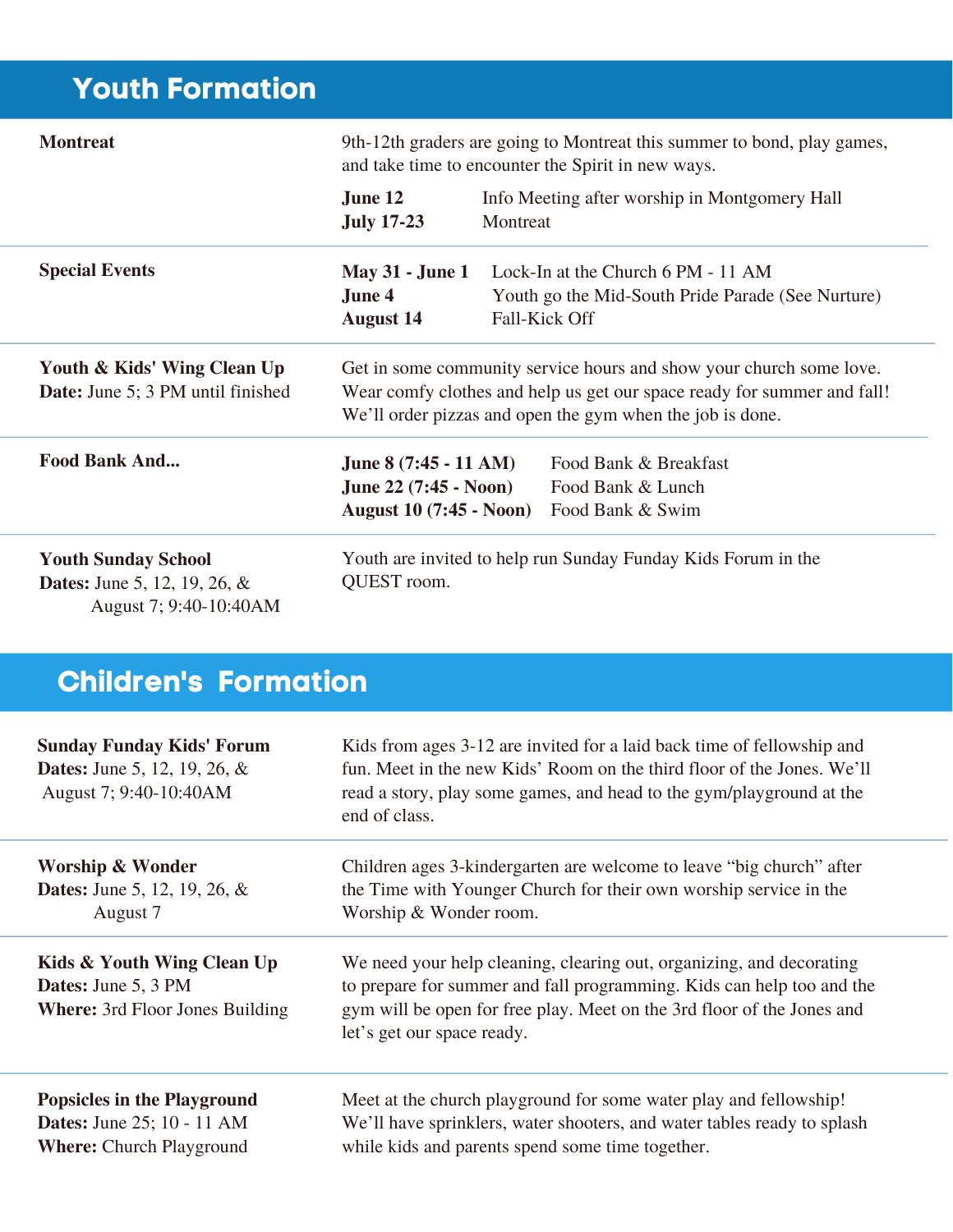## Youth Formation

**Montreat**

9th-12th graders are going to Montreat this summer to bond, play games, and take time to encounter the Spirit in new ways.

**June 12** Info Meeting after worship in Montgomery Hall
**July 17-23** Montreat

**Special Events**

**May 31 - June 1** Lock-In at the Church 6 PM - 11 AM
**June 4** Youth go the Mid-South Pride Parade (See Nurture)
**August 14** Fall-Kick Off

**Youth & Kids' Wing Clean Up**
**Date:** June 5; 3 PM until finished

Get in some community service hours and show your church some love. Wear comfy clothes and help us get our space ready for summer and fall! We'll order pizzas and open the gym when the job is done.

**Food Bank And...**

**June 8 (7:45 - 11 AM)** Food Bank & Breakfast
**June 22 (7:45 - Noon)** Food Bank & Lunch
**August 10 (7:45 - Noon)** Food Bank & Swim

**Youth Sunday School**
**Dates:** June 5, 12, 19, 26, & August 7; 9:40-10:40AM

Youth are invited to help run Sunday Funday Kids Forum in the QUEST room.

## Children's Formation

**Sunday Funday Kids' Forum**
**Dates:** June 5, 12, 19, 26, & August 7; 9:40-10:40AM

Kids from ages 3-12 are invited for a laid back time of fellowship and fun. Meet in the new Kids' Room on the third floor of the Jones. We'll read a story, play some games, and head to the gym/playground at the end of class.

**Worship & Wonder**
**Dates:** June 5, 12, 19, 26, & August 7

Children ages 3-kindergarten are welcome to leave "big church" after the Time with Younger Church for their own worship service in the Worship & Wonder room.

**Kids & Youth Wing Clean Up**
**Dates:** June 5, 3 PM
**Where:** 3rd Floor Jones Building

We need your help cleaning, clearing out, organizing, and decorating to prepare for summer and fall programming. Kids can help too and the gym will be open for free play. Meet on the 3rd floor of the Jones and let's get our space ready.

**Popsicles in the Playground**
**Dates:** June 25; 10 - 11 AM
**Where:** Church Playground

Meet at the church playground for some water play and fellowship! We'll have sprinklers, water shooters, and water tables ready to splash while kids and parents spend some time together.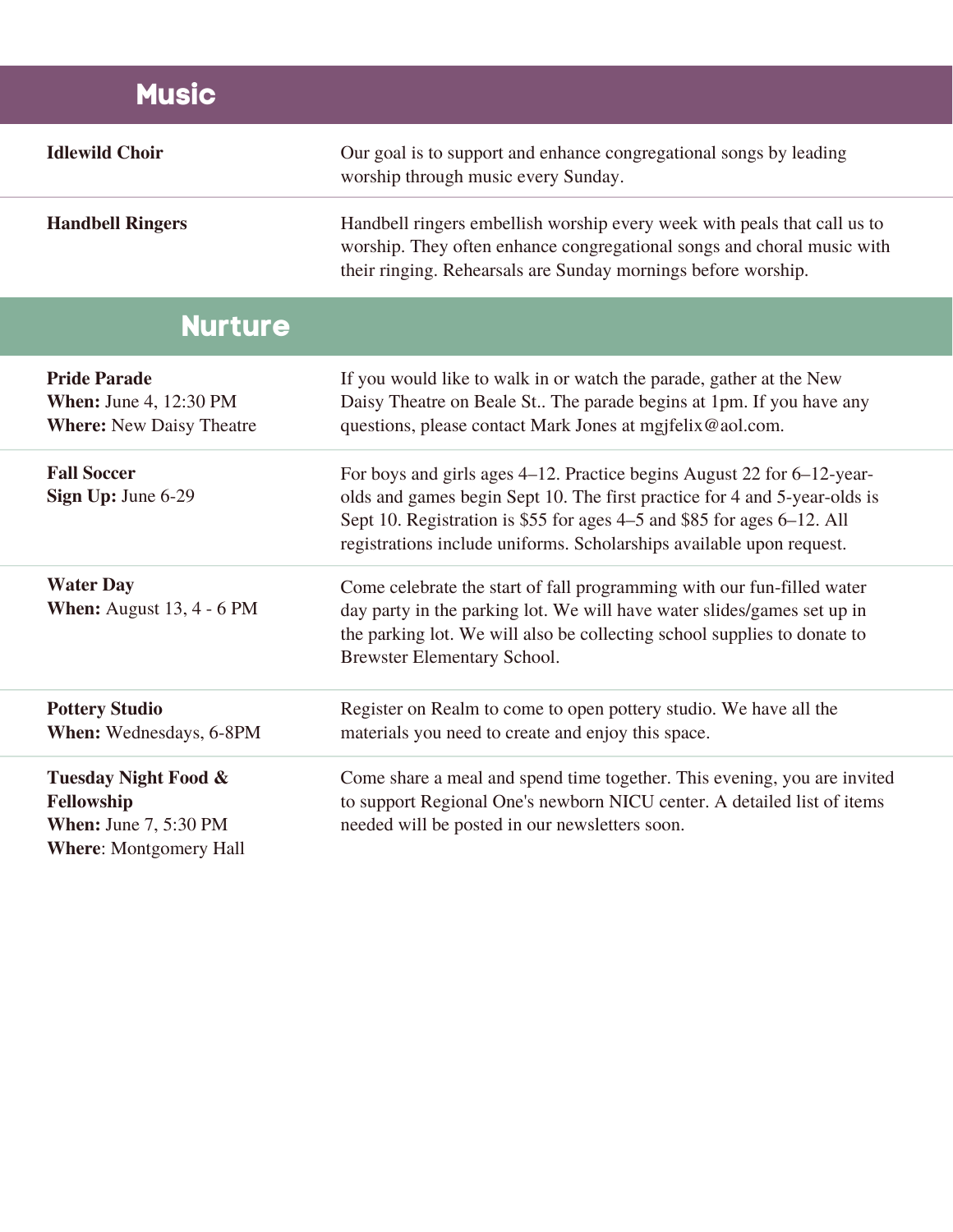## Music

**Idlewild Choir**

Our goal is to support and enhance congregational songs by leading worship through music every Sunday.

**Handbell Ringers**

Handbell ringers embellish worship every week with peals that call us to worship. They often enhance congregational songs and choral music with their ringing. Rehearsals are Sunday mornings before worship.

## Nurture

**Pride Parade**
**When:** June 4, 12:30 PM
**Where:** New Daisy Theatre

If you would like to walk in or watch the parade, gather at the New Daisy Theatre on Beale St.. The parade begins at 1pm. If you have any questions, please contact Mark Jones at mgjfelix@aol.com.

**Fall Soccer**
**Sign Up:** June 6-29

For boys and girls ages 4–12. Practice begins August 22 for 6–12-year-olds and games begin Sept 10. The first practice for 4 and 5-year-olds is Sept 10. Registration is $55 for ages 4–5 and $85 for ages 6–12. All registrations include uniforms. Scholarships available upon request.

**Water Day**
**When:** August 13, 4 - 6 PM

Come celebrate the start of fall programming with our fun-filled water day party in the parking lot. We will have water slides/games set up in the parking lot. We will also be collecting school supplies to donate to Brewster Elementary School.

**Pottery Studio**
**When:** Wednesdays, 6-8PM

Register on Realm to come to open pottery studio. We have all the materials you need to create and enjoy this space.

**Tuesday Night Food & Fellowship**
**When:** June 7, 5:30 PM
**Where**: Montgomery Hall

Come share a meal and spend time together. This evening, you are invited to support Regional One's newborn NICU center. A detailed list of items needed will be posted in our newsletters soon.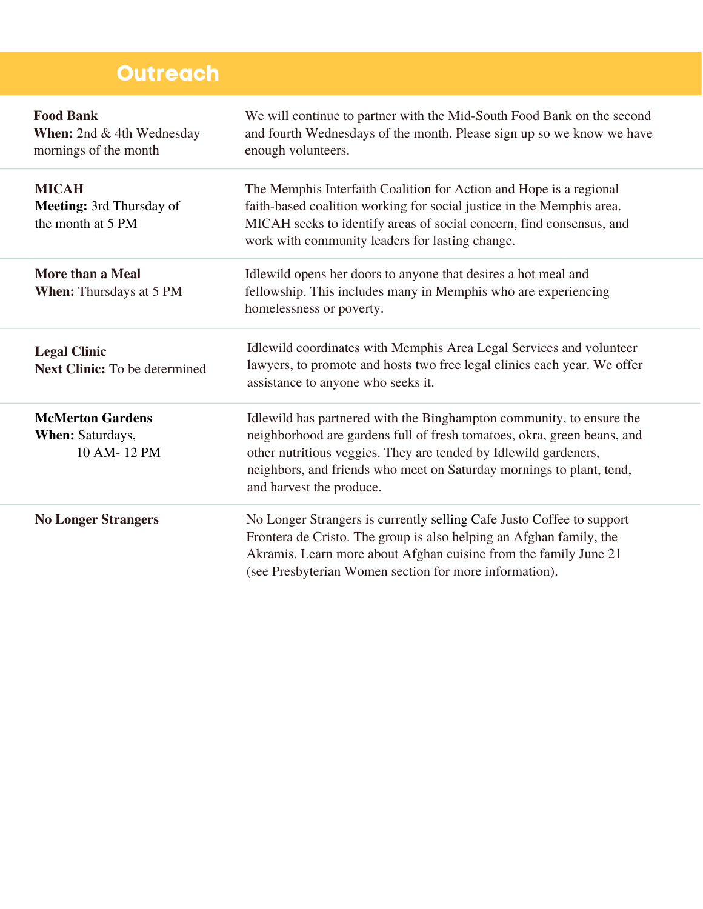## Outreach

**Food Bank**
**When:** 2nd & 4th Wednesday mornings of the month

We will continue to partner with the Mid-South Food Bank on the second and fourth Wednesdays of the month. Please sign up so we know we have enough volunteers.

---

**MICAH**
**Meeting:** 3rd Thursday of the month at 5 PM

The Memphis Interfaith Coalition for Action and Hope is a regional faith-based coalition working for social justice in the Memphis area. MICAH seeks to identify areas of social concern, find consensus, and work with community leaders for lasting change.

---

**More than a Meal**
**When:** Thursdays at 5 PM

Idlewild opens her doors to anyone that desires a hot meal and fellowship. This includes many in Memphis who are experiencing homelessness or poverty.

---

**Legal Clinic**
**Next Clinic:** To be determined

Idlewild coordinates with Memphis Area Legal Services and volunteer lawyers, to promote and hosts two free legal clinics each year. We offer assistance to anyone who seeks it.

---

**McMerton Gardens**
**When:** Saturdays, 10 AM- 12 PM

Idlewild has partnered with the Binghampton community, to ensure the neighborhood are gardens full of fresh tomatoes, okra, green beans, and other nutritious veggies. They are tended by Idlewild gardeners, neighbors, and friends who meet on Saturday mornings to plant, tend, and harvest the produce.

---

**No Longer Strangers**

No Longer Strangers is currently selling Cafe Justo Coffee to support Frontera de Cristo. The group is also helping an Afghan family, the Akramis. Learn more about Afghan cuisine from the family June 21 (see Presbyterian Women section for more information).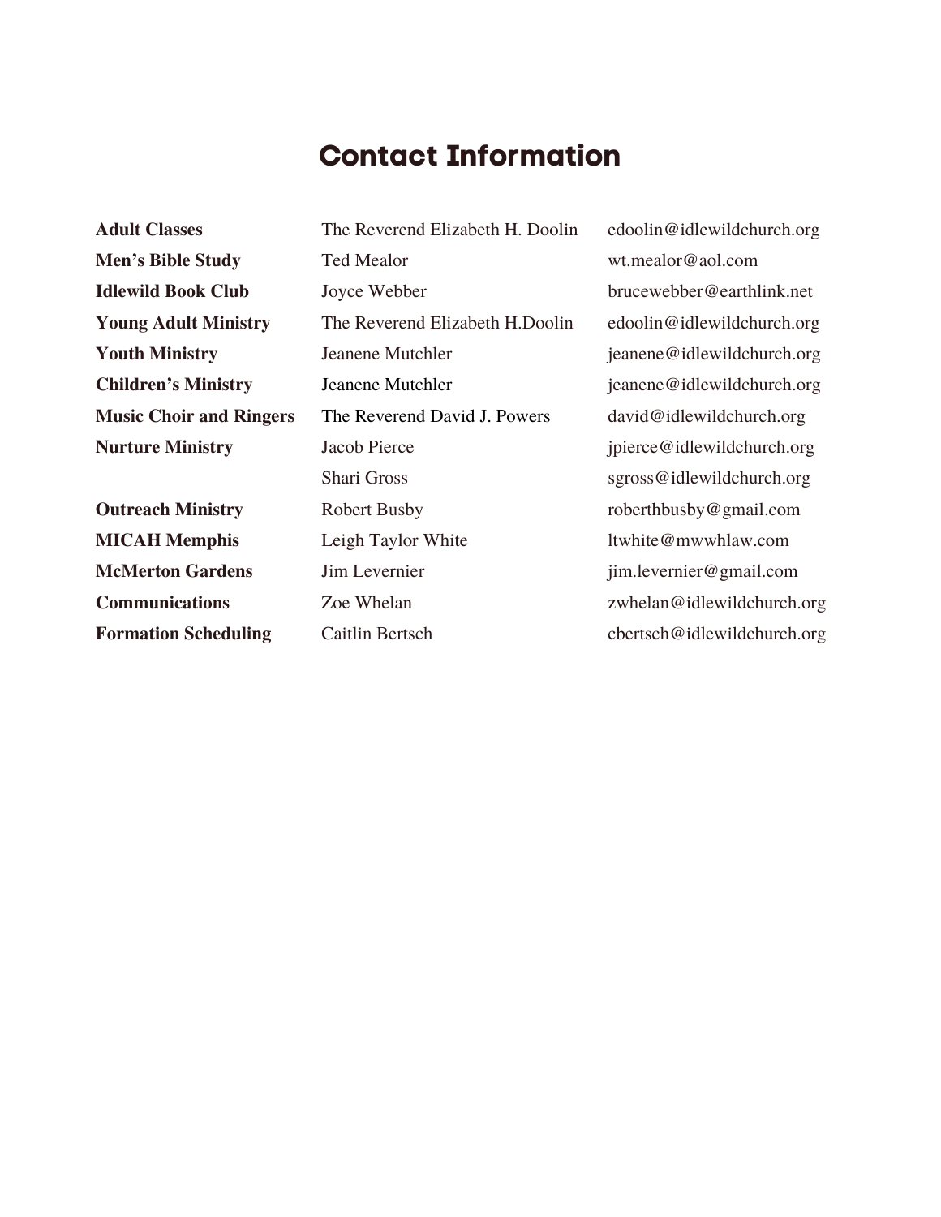# Contact Information

| | | |
|---|---|---|
| **Adult Classes** | The Reverend Elizabeth H. Doolin | edoolin@idlewildchurch.org |
| **Men's Bible Study** | Ted Mealor | wt.mealor@aol.com |
| **Idlewild Book Club** | Joyce Webber | brucewebber@earthlink.net |
| **Young Adult Ministry** | The Reverend Elizabeth H.Doolin | edoolin@idlewildchurch.org |
| **Youth Ministry** | Jeanene Mutchler | jeanene@idlewildchurch.org |
| **Children's Ministry** | Jeanene Mutchler | jeanene@idlewildchurch.org |
| **Music Choir and Ringers** | The Reverend David J. Powers | david@idlewildchurch.org |
| **Nurture Ministry** | Jacob Pierce | jpierce@idlewildchurch.org |
| | Shari Gross | sgross@idlewildchurch.org |
| **Outreach Ministry** | Robert Busby | roberthbusby@gmail.com |
| **MICAH Memphis** | Leigh Taylor White | ltwhite@mwwhlaw.com |
| **McMerton Gardens** | Jim Levernier | jim.levernier@gmail.com |
| **Communications** | Zoe Whelan | zwhelan@idlewildchurch.org |
| **Formation Scheduling** | Caitlin Bertsch | cbertsch@idlewildchurch.org |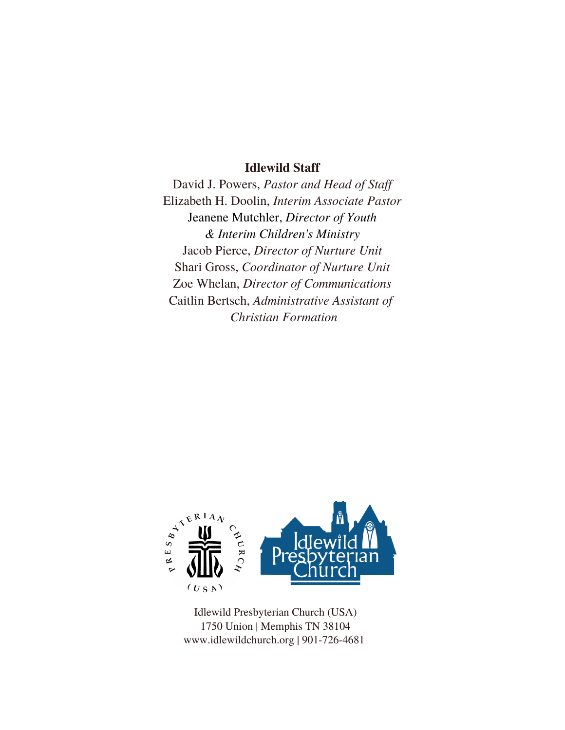**Idlewild Staff**

David J. Powers, *Pastor and Head of Staff*
Elizabeth H. Doolin, *Interim Associate Pastor*
Jeanene Mutchler, *Director of Youth & Interim Children's Ministry*
Jacob Pierce, *Director of Nurture Unit*
Shari Gross, *Coordinator of Nurture Unit*
Zoe Whelan, *Director of Communications*
Caitlin Bertsch, *Administrative Assistant of Christian Formation*

Idlewild Presbyterian Church (USA)
1750 Union | Memphis TN 38104
www.idlewildchurch.org | 901-726-4681